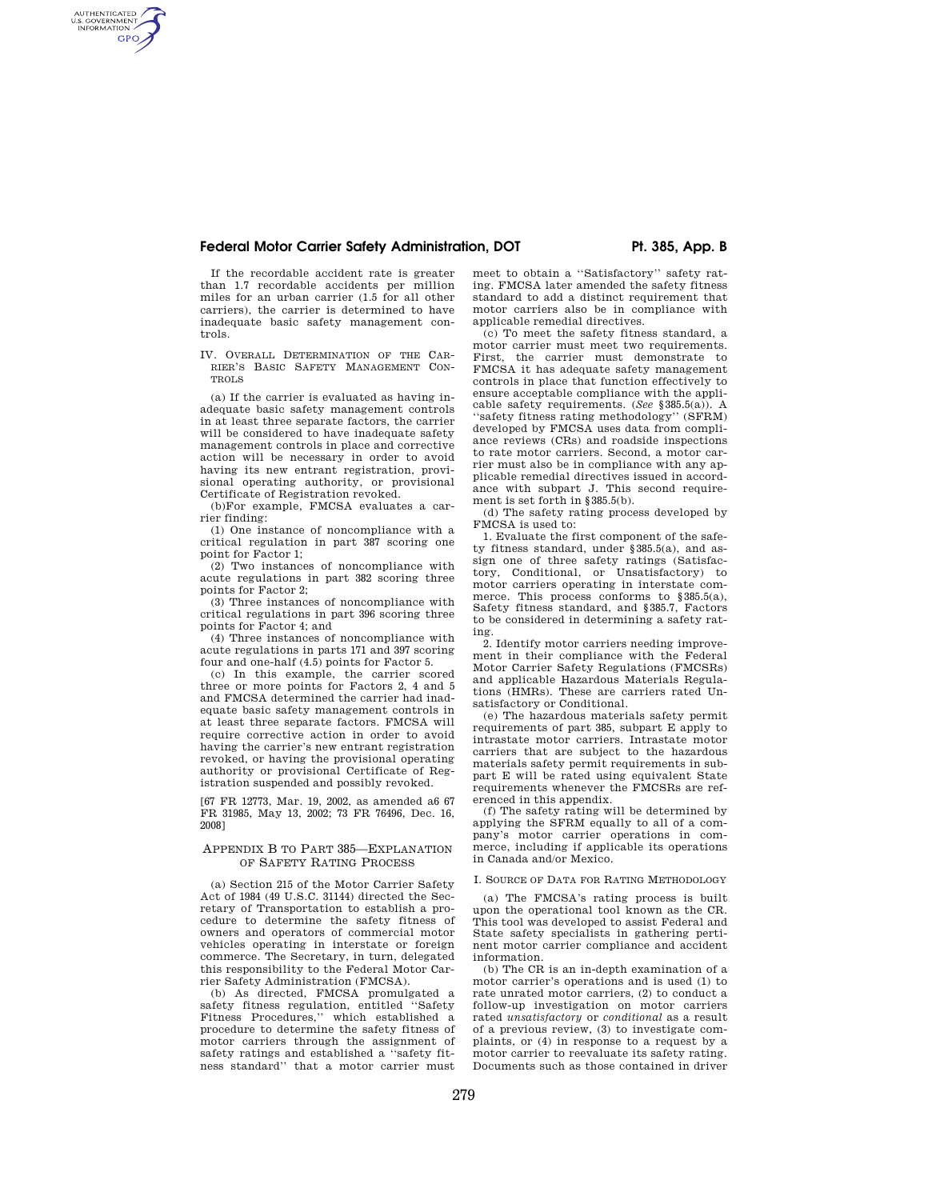If the recordable accident rate is greater than 1.7 recordable accidents per million miles for an urban carrier (1.5 for all other carriers), the carrier is determined to have inadequate basic safety management controls.

IV. Overall Determination of the Carrier's Basic Safety Management Controls

(a) If the carrier is evaluated as having inadequate basic safety management controls in at least three separate factors, the carrier will be considered to have inadequate safety management controls in place and corrective action will be necessary in order to avoid having its new entrant registration, provisional operating authority, or provisional Certificate of Registration revoked.

(b)For example, FMCSA evaluates a carrier finding:

(1) One instance of noncompliance with a critical regulation in part 387 scoring one point for Factor 1;

(2) Two instances of noncompliance with acute regulations in part 382 scoring three points for Factor 2;

(3) Three instances of noncompliance with critical regulations in part 396 scoring three points for Factor 4; and

(4) Three instances of noncompliance with acute regulations in parts 171 and 397 scoring four and one-half (4.5) points for Factor 5.

(c) In this example, the carrier scored three or more points for Factors 2, 4 and 5 and FMCSA determined the carrier had inadequate basic safety management controls in at least three separate factors. FMCSA will require corrective action in order to avoid having the carrier's new entrant registration revoked, or having the provisional operating authority or provisional Certificate of Registration suspended and possibly revoked.

[67 FR 12773, Mar. 19, 2002, as amended a6 67 FR 31985, May 13, 2002; 73 FR 76496, Dec. 16, 2008]

## Appendix B to Part 385—Explanation of Safety Rating Process

(a) Section 215 of the Motor Carrier Safety Act of 1984 (49 U.S.C. 31144) directed the Secretary of Transportation to establish a procedure to determine the safety fitness of owners and operators of commercial motor vehicles operating in interstate or foreign commerce. The Secretary, in turn, delegated this responsibility to the Federal Motor Carrier Safety Administration (FMCSA).

(b) As directed, FMCSA promulgated a safety fitness regulation, entitled "Safety Fitness Procedures," which established a procedure to determine the safety fitness of motor carriers through the assignment of safety ratings and established a "safety fitness standard" that a motor carrier must meet to obtain a "Satisfactory" safety rating. FMCSA later amended the safety fitness standard to add a distinct requirement that motor carriers also be in compliance with applicable remedial directives.

(c) To meet the safety fitness standard, a motor carrier must meet two requirements. First, the carrier must demonstrate to FMCSA it has adequate safety management controls in place that function effectively to ensure acceptable compliance with the applicable safety requirements. (*See* §385.5(a)). A "safety fitness rating methodology" (SFRM) developed by FMCSA uses data from compliance reviews (CRs) and roadside inspections to rate motor carriers. Second, a motor carrier must also be in compliance with any applicable remedial directives issued in accordance with subpart J. This second requirement is set forth in §385.5(b).

(d) The safety rating process developed by FMCSA is used to:

1. Evaluate the first component of the safety fitness standard, under §385.5(a), and assign one of three safety ratings (Satisfactory, Conditional, or Unsatisfactory) to motor carriers operating in interstate commerce. This process conforms to §385.5(a), Safety fitness standard, and §385.7, Factors to be considered in determining a safety rating.

2. Identify motor carriers needing improvement in their compliance with the Federal Motor Carrier Safety Regulations (FMCSRs) and applicable Hazardous Materials Regulations (HMRs). These are carriers rated Unsatisfactory or Conditional.

(e) The hazardous materials safety permit requirements of part 385, subpart E apply to intrastate motor carriers. Intrastate motor carriers that are subject to the hazardous materials safety permit requirements in subpart E will be rated using equivalent State requirements whenever the FMCSRs are referenced in this appendix.

(f) The safety rating will be determined by applying the SFRM equally to all of a company's motor carrier operations in commerce, including if applicable its operations in Canada and/or Mexico.

I. Source of Data for Rating Methodology

(a) The FMCSA's rating process is built upon the operational tool known as the CR. This tool was developed to assist Federal and State safety specialists in gathering pertinent motor carrier compliance and accident information.

(b) The CR is an in-depth examination of a motor carrier's operations and is used (1) to rate unrated motor carriers, (2) to conduct a follow-up investigation on motor carriers rated *unsatisfactory* or *conditional* as a result of a previous review, (3) to investigate complaints, or (4) in response to a request by a motor carrier to reevaluate its safety rating. Documents such as those contained in driver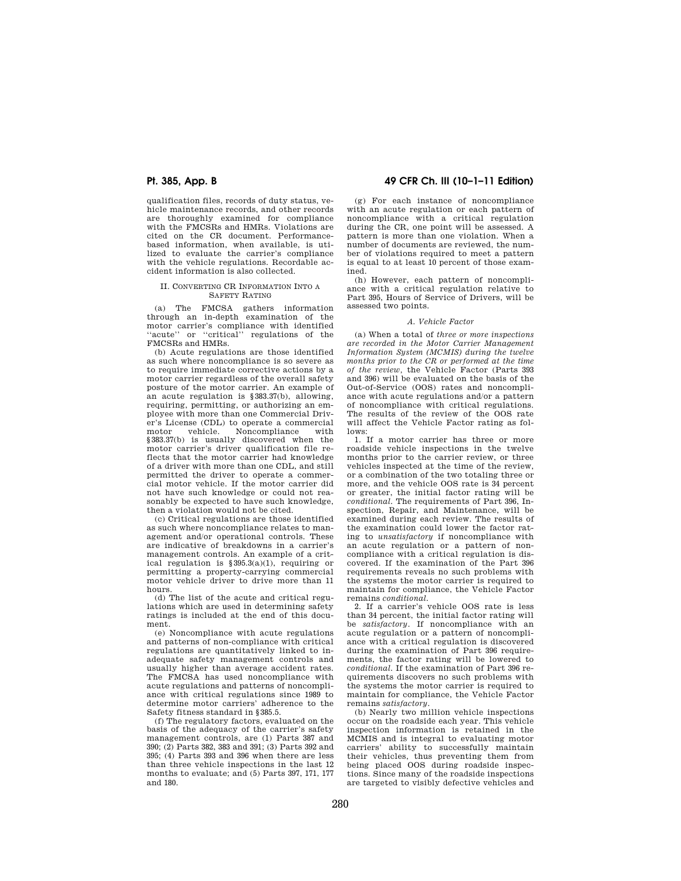qualification files, records of duty status, vehicle maintenance records, and other records are thoroughly examined for compliance with the FMCSRs and HMRs. Violations are cited on the CR document. Performance-based information, when available, is utilized to evaluate the carrier's compliance with the vehicle regulations. Recordable accident information is also collected.

## II. Converting CR Information Into a Safety Rating

(a) The FMCSA gathers information through an in-depth examination of the motor carrier's compliance with identified "acute" or "critical" regulations of the FMCSRs and HMRs.

(b) Acute regulations are those identified as such where noncompliance is so severe as to require immediate corrective actions by a motor carrier regardless of the overall safety posture of the motor carrier. An example of an acute regulation is §383.37(b), allowing, requiring, permitting, or authorizing an employee with more than one Commercial Driver's License (CDL) to operate a commercial motor vehicle. Noncompliance with §383.37(b) is usually discovered when the motor carrier's driver qualification file reflects that the motor carrier had knowledge of a driver with more than one CDL, and still permitted the driver to operate a commercial motor vehicle. If the motor carrier did not have such knowledge or could not reasonably be expected to have such knowledge, then a violation would not be cited.

(c) Critical regulations are those identified as such where noncompliance relates to management and/or operational controls. These are indicative of breakdowns in a carrier's management controls. An example of a critical regulation is §395.3(a)(1), requiring or permitting a property-carrying commercial motor vehicle driver to drive more than 11 hours.

(d) The list of the acute and critical regulations which are used in determining safety ratings is included at the end of this document.

(e) Noncompliance with acute regulations and patterns of non-compliance with critical regulations are quantitatively linked to inadequate safety management controls and usually higher than average accident rates. The FMCSA has used noncompliance with acute regulations and patterns of noncompliance with critical regulations since 1989 to determine motor carriers' adherence to the Safety fitness standard in §385.5.

(f) The regulatory factors, evaluated on the basis of the adequacy of the carrier's safety management controls, are (1) Parts 387 and 390; (2) Parts 382, 383 and 391; (3) Parts 392 and 395; (4) Parts 393 and 396 when there are less than three vehicle inspections in the last 12 months to evaluate; and (5) Parts 397, 171, 177 and 180.

(g) For each instance of noncompliance with an acute regulation or each pattern of noncompliance with a critical regulation during the CR, one point will be assessed. A pattern is more than one violation. When a number of documents are reviewed, the number of violations required to meet a pattern is equal to at least 10 percent of those examined.

(h) However, each pattern of noncompliance with a critical regulation relative to Part 395, Hours of Service of Drivers, will be assessed two points.

### *A. Vehicle Factor*

(a) When a total of *three or more inspections are recorded in the Motor Carrier Management Information System (MCMIS) during the twelve months prior to the CR or performed at the time of the review*, the Vehicle Factor (Parts 393 and 396) will be evaluated on the basis of the Out-of-Service (OOS) rates and noncompliance with acute regulations and/or a pattern of noncompliance with critical regulations. The results of the review of the OOS rate will affect the Vehicle Factor rating as follows:

1. If a motor carrier has three or more roadside vehicle inspections in the twelve months prior to the carrier review, or three vehicles inspected at the time of the review, or a combination of the two totaling three or more, and the vehicle OOS rate is 34 percent or greater, the initial factor rating will be *conditional*. The requirements of Part 396, Inspection, Repair, and Maintenance, will be examined during each review. The results of the examination could lower the factor rating to *unsatisfactory* if noncompliance with an acute regulation or a pattern of noncompliance with a critical regulation is discovered. If the examination of the Part 396 requirements reveals no such problems with the systems the motor carrier is required to maintain for compliance, the Vehicle Factor remains *conditional*.

2. If a carrier's vehicle OOS rate is less than 34 percent, the initial factor rating will be *satisfactory*. If noncompliance with an acute regulation or a pattern of noncompliance with a critical regulation is discovered during the examination of Part 396 requirements, the factor rating will be lowered to *conditional*. If the examination of Part 396 requirements discovers no such problems with the systems the motor carrier is required to maintain for compliance, the Vehicle Factor remains *satisfactory*.

(b) Nearly two million vehicle inspections occur on the roadside each year. This vehicle inspection information is retained in the MCMIS and is integral to evaluating motor carriers' ability to successfully maintain their vehicles, thus preventing them from being placed OOS during roadside inspections. Since many of the roadside inspections are targeted to visibly defective vehicles and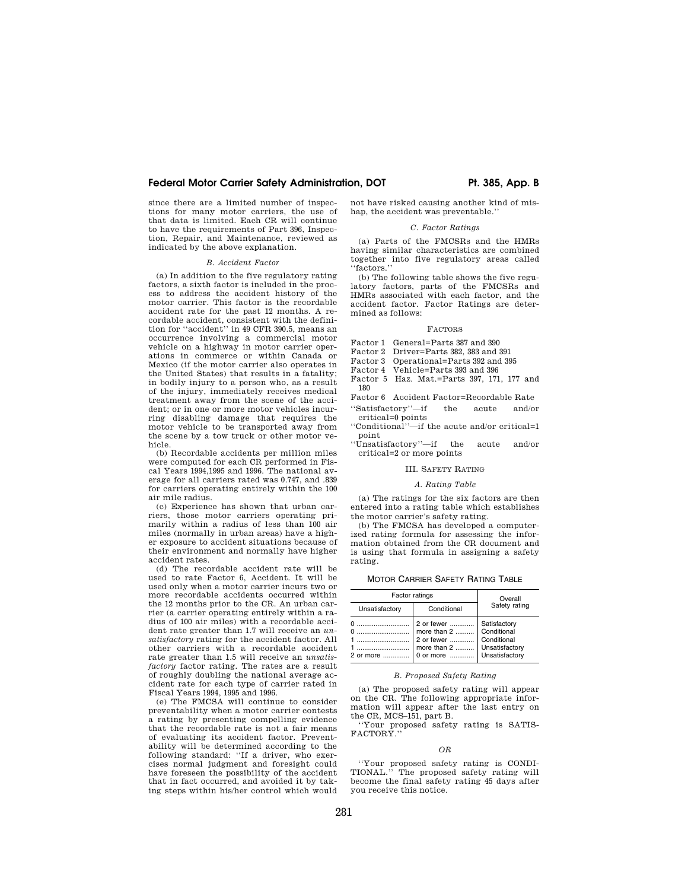since there are a limited number of inspections for many motor carriers, the use of that data is limited. Each CR will continue to have the requirements of Part 396, Inspection, Repair, and Maintenance, reviewed as indicated by the above explanation.

### *B. Accident Factor*

(a) In addition to the five regulatory rating factors, a sixth factor is included in the process to address the accident history of the motor carrier. This factor is the recordable accident rate for the past 12 months. A recordable accident, consistent with the definition for ''accident'' in 49 CFR 390.5, means an occurrence involving a commercial motor vehicle on a highway in motor carrier operations in commerce or within Canada or Mexico (if the motor carrier also operates in the United States) that results in a fatality; in bodily injury to a person who, as a result of the injury, immediately receives medical treatment away from the scene of the accident; or in one or more motor vehicles incurring disabling damage that requires the motor vehicle to be transported away from the scene by a tow truck or other motor vehicle.

(b) Recordable accidents per million miles were computed for each CR performed in Fiscal Years 1994,1995 and 1996. The national average for all carriers rated was 0.747, and .839 for carriers operating entirely within the 100 air mile radius.

(c) Experience has shown that urban carriers, those motor carriers operating primarily within a radius of less than 100 air miles (normally in urban areas) have a higher exposure to accident situations because of their environment and normally have higher accident rates.

(d) The recordable accident rate will be used to rate Factor 6, Accident. It will be used only when a motor carrier incurs two or more recordable accidents occurred within the 12 months prior to the CR. An urban carrier (a carrier operating entirely within a radius of 100 air miles) with a recordable accident rate greater than 1.7 will receive an *unsatisfactory* rating for the accident factor. All other carriers with a recordable accident rate greater than 1.5 will receive an *unsatisfactory* factor rating. The rates are a result of roughly doubling the national average accident rate for each type of carrier rated in Fiscal Years 1994, 1995 and 1996.

(e) The FMCSA will continue to consider preventability when a motor carrier contests a rating by presenting compelling evidence that the recordable rate is not a fair means of evaluating its accident factor. Preventability will be determined according to the following standard: ''If a driver, who exercises normal judgment and foresight could have foreseen the possibility of the accident that in fact occurred, and avoided it by taking steps within his/her control which would not have risked causing another kind of mishap, the accident was preventable.''

### *C. Factor Ratings*

(a) Parts of the FMCSRs and the HMRs having similar characteristics are combined together into five regulatory areas called ''factors.''

(b) The following table shows the five regulatory factors, parts of the FMCSRs and HMRs associated with each factor, and the accident factor. Factor Ratings are determined as follows:

FACTORS

Factor 1 General=Parts 387 and 390
Factor 2 Driver=Parts 382, 383 and 391
Factor 3 Operational=Parts 392 and 395
Factor 4 Vehicle=Parts 393 and 396
Factor 5 Haz. Mat.=Parts 397, 171, 177 and 180
Factor 6 Accident Factor=Recordable Rate

''Satisfactory''—if the acute and/or critical=0 points
''Conditional''—if the acute and/or critical=1 point
''Unsatisfactory''—if the acute and/or critical=2 or more points

## III. SAFETY RATING

### *A. Rating Table*

(a) The ratings for the six factors are then entered into a rating table which establishes the motor carrier's safety rating.

(b) The FMCSA has developed a computerized rating formula for assessing the information obtained from the CR document and is using that formula in assigning a safety rating.

MOTOR CARRIER SAFETY RATING TABLE

| Factor ratings | | Overall Safety rating |
|---|---|---|
| Unsatisfactory | Conditional | |
| 0 | 2 or fewer | Satisfactory |
| 0 | more than 2 | Conditional |
| 1 | 2 or fewer | Conditional |
| 1 | more than 2 | Unsatisfactory |
| 2 or more | 0 or more | Unsatisfactory |

### *B. Proposed Safety Rating*

(a) The proposed safety rating will appear on the CR. The following appropriate information will appear after the last entry on the CR, MCS–151, part B.

''Your proposed safety rating is SATISFACTORY.''

*OR*

''Your proposed safety rating is CONDITIONAL.'' The proposed safety rating will become the final safety rating 45 days after you receive this notice.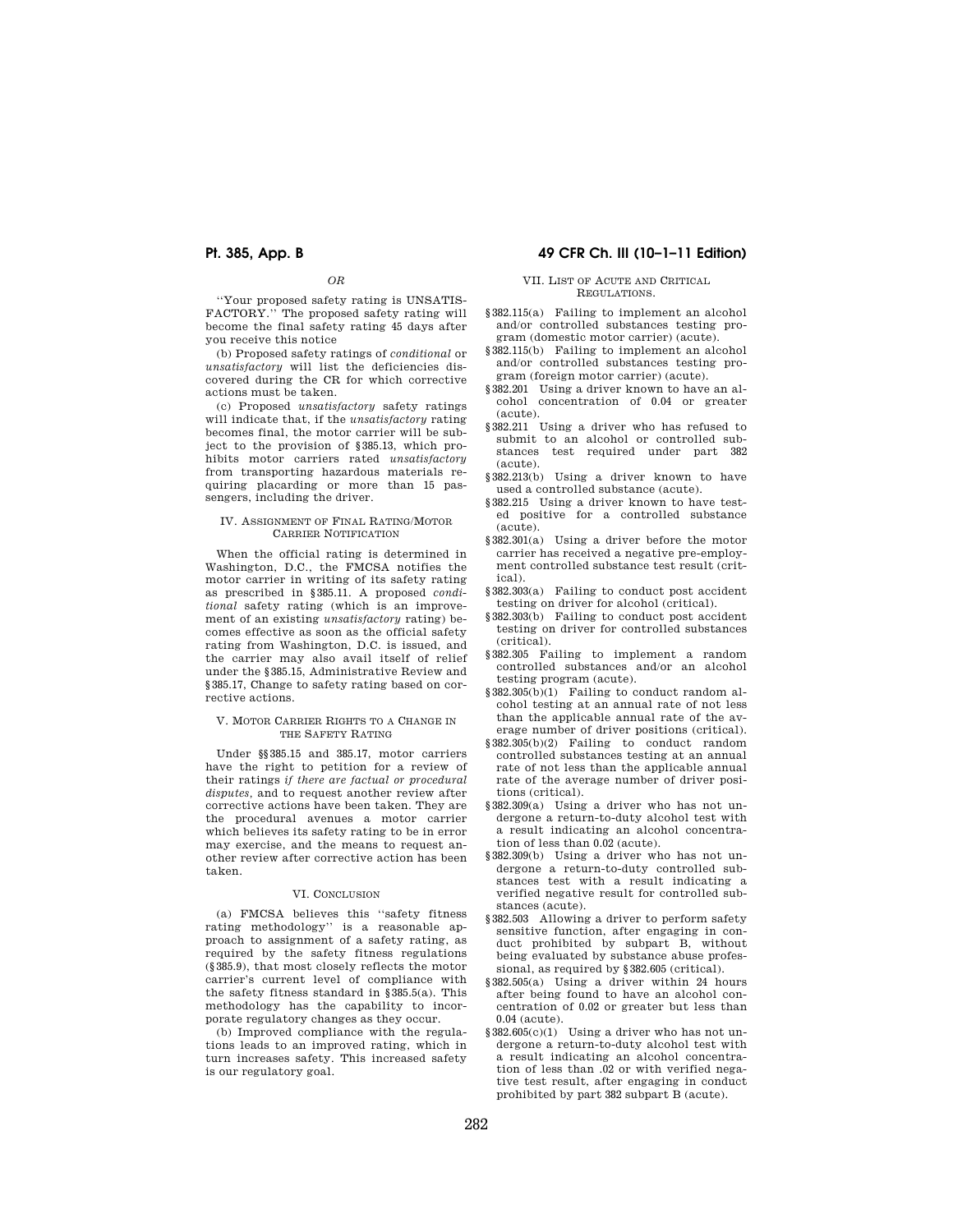*OR*

''Your proposed safety rating is UNSATISFACTORY.'' The proposed safety rating will become the final safety rating 45 days after you receive this notice

(b) Proposed safety ratings of *conditional* or *unsatisfactory* will list the deficiencies discovered during the CR for which corrective actions must be taken.

(c) Proposed *unsatisfactory* safety ratings will indicate that, if the *unsatisfactory* rating becomes final, the motor carrier will be subject to the provision of §385.13, which prohibits motor carriers rated *unsatisfactory* from transporting hazardous materials requiring placarding or more than 15 passengers, including the driver.

## IV. ASSIGNMENT OF FINAL RATING/MOTOR CARRIER NOTIFICATION

When the official rating is determined in Washington, D.C., the FMCSA notifies the motor carrier in writing of its safety rating as prescribed in §385.11. A proposed *conditional* safety rating (which is an improvement of an existing *unsatisfactory* rating) becomes effective as soon as the official safety rating from Washington, D.C. is issued, and the carrier may also avail itself of relief under the §385.15, Administrative Review and §385.17, Change to safety rating based on corrective actions.

## V. MOTOR CARRIER RIGHTS TO A CHANGE IN THE SAFETY RATING

Under §§385.15 and 385.17, motor carriers have the right to petition for a review of their ratings *if there are factual or procedural disputes*, and to request another review after corrective actions have been taken. They are the procedural avenues a motor carrier which believes its safety rating to be in error may exercise, and the means to request another review after corrective action has been taken.

## VI. CONCLUSION

(a) FMCSA believes this ''safety fitness rating methodology'' is a reasonable approach to assignment of a safety rating, as required by the safety fitness regulations (§385.9), that most closely reflects the motor carrier's current level of compliance with the safety fitness standard in §385.5(a). This methodology has the capability to incorporate regulatory changes as they occur.

(b) Improved compliance with the regulations leads to an improved rating, which in turn increases safety. This increased safety is our regulatory goal.

## VII. LIST OF ACUTE AND CRITICAL REGULATIONS.

§382.115(a) Failing to implement an alcohol and/or controlled substances testing program (domestic motor carrier) (acute).

§382.115(b) Failing to implement an alcohol and/or controlled substances testing program (foreign motor carrier) (acute).

§382.201 Using a driver known to have an alcohol concentration of 0.04 or greater (acute).

§382.211 Using a driver who has refused to submit to an alcohol or controlled substances test required under part 382 (acute).

§382.213(b) Using a driver known to have used a controlled substance (acute).

§382.215 Using a driver known to have tested positive for a controlled substance (acute).

§382.301(a) Using a driver before the motor carrier has received a negative pre-employment controlled substance test result (critical).

§382.303(a) Failing to conduct post accident testing on driver for alcohol (critical).

§382.303(b) Failing to conduct post accident testing on driver for controlled substances (critical).

§382.305 Failing to implement a random controlled substances and/or an alcohol testing program (acute).

§382.305(b)(1) Failing to conduct random alcohol testing at an annual rate of not less than the applicable annual rate of the average number of driver positions (critical).

§382.305(b)(2) Failing to conduct random controlled substances testing at an annual rate of not less than the applicable annual rate of the average number of driver positions (critical).

§382.309(a) Using a driver who has not undergone a return-to-duty alcohol test with a result indicating an alcohol concentration of less than 0.02 (acute).

§382.309(b) Using a driver who has not undergone a return-to-duty controlled substances test with a result indicating a verified negative result for controlled substances (acute).

§382.503 Allowing a driver to perform safety sensitive function, after engaging in conduct prohibited by subpart B, without being evaluated by substance abuse professional, as required by §382.605 (critical).

§382.505(a) Using a driver within 24 hours after being found to have an alcohol concentration of 0.02 or greater but less than 0.04 (acute).

§382.605(c)(1) Using a driver who has not undergone a return-to-duty alcohol test with a result indicating an alcohol concentration of less than .02 or with verified negative test result, after engaging in conduct prohibited by part 382 subpart B (acute).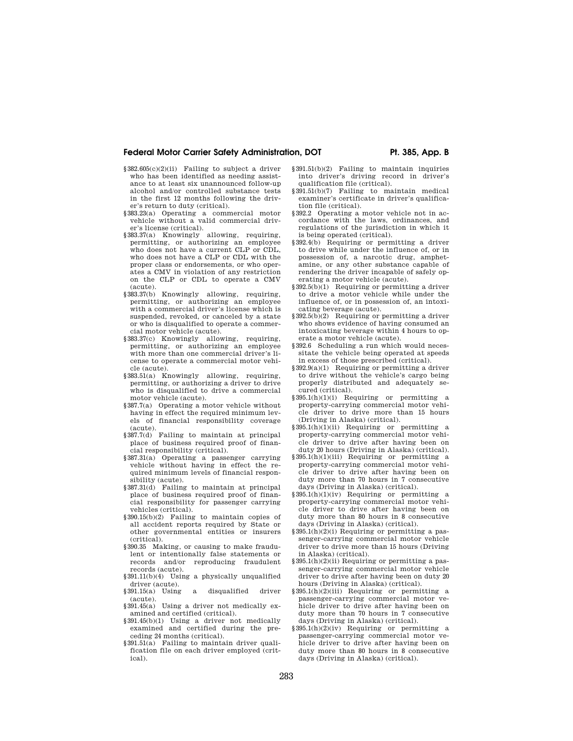§382.605(c)(2)(ii) Failing to subject a driver who has been identified as needing assistance to at least six unannounced follow-up alcohol and/or controlled substance tests in the first 12 months following the driver's return to duty (critical).

§383.23(a) Operating a commercial motor vehicle without a valid commercial driver's license (critical).

§383.37(a) Knowingly allowing, requiring, permitting, or authorizing an employee who does not have a current CLP or CDL, who does not have a CLP or CDL with the proper class or endorsements, or who operates a CMV in violation of any restriction on the CLP or CDL to operate a CMV (acute).

§383.37(b) Knowingly allowing, requiring, permitting, or authorizing an employee with a commercial driver's license which is suspended, revoked, or canceled by a state or who is disqualified to operate a commercial motor vehicle (acute).

§383.37(c) Knowingly allowing, requiring, permitting, or authorizing an employee with more than one commercial driver's license to operate a commercial motor vehicle (acute).

§383.51(a) Knowingly allowing, requiring, permitting, or authorizing a driver to drive who is disqualified to drive a commercial motor vehicle (acute).

§387.7(a) Operating a motor vehicle without having in effect the required minimum levels of financial responsibility coverage (acute).

§387.7(d) Failing to maintain at principal place of business required proof of financial responsibility (critical).

§387.31(a) Operating a passenger carrying vehicle without having in effect the required minimum levels of financial responsibility (acute).

§387.31(d) Failing to maintain at principal place of business required proof of financial responsibility for passenger carrying vehicles (critical).

§390.15(b)(2) Failing to maintain copies of all accident reports required by State or other governmental entities or insurers (critical).

§390.35 Making, or causing to make fraudulent or intentionally false statements or records and/or reproducing fraudulent records (acute).

§391.11(b)(4) Using a physically unqualified driver (acute).

§391.15(a) Using a disqualified driver (acute).

§391.45(a) Using a driver not medically examined and certified (critical).

§391.45(b)(1) Using a driver not medically examined and certified during the preceding 24 months (critical).

§391.51(a) Failing to maintain driver qualification file on each driver employed (critical).

§391.51(b)(2) Failing to maintain inquiries into driver's driving record in driver's qualification file (critical).

§391.51(b)(7) Failing to maintain medical examiner's certificate in driver's qualification file (critical).

§392.2 Operating a motor vehicle not in accordance with the laws, ordinances, and regulations of the jurisdiction in which it is being operated (critical).

§392.4(b) Requiring or permitting a driver to drive while under the influence of, or in possession of, a narcotic drug, amphetamine, or any other substance capable of rendering the driver incapable of safely operating a motor vehicle (acute).

§392.5(b)(1) Requiring or permitting a driver to drive a motor vehicle while under the influence of, or in possession of, an intoxicating beverage (acute).

§392.5(b)(2) Requiring or permitting a driver who shows evidence of having consumed an intoxicating beverage within 4 hours to operate a motor vehicle (acute).

§392.6 Scheduling a run which would necessitate the vehicle being operated at speeds in excess of those prescribed (critical).

§392.9(a)(1) Requiring or permitting a driver to drive without the vehicle's cargo being properly distributed and adequately secured (critical).

§395.1(h)(1)(i) Requiring or permitting a property-carrying commercial motor vehicle driver to drive more than 15 hours (Driving in Alaska) (critical).

§395.1(h)(1)(ii) Requiring or permitting a property-carrying commercial motor vehicle driver to drive after having been on duty 20 hours (Driving in Alaska) (critical).

§395.1(h)(1)(iii) Requiring or permitting a property-carrying commercial motor vehicle driver to drive after having been on duty more than 70 hours in 7 consecutive days (Driving in Alaska) (critical).

§395.1(h)(1)(iv) Requiring or permitting a property-carrying commercial motor vehicle driver to drive after having been on duty more than 80 hours in 8 consecutive days (Driving in Alaska) (critical).

§395.1(h)(2)(i) Requiring or permitting a passenger-carrying commercial motor vehicle driver to drive more than 15 hours (Driving in Alaska) (critical).

§395.1(h)(2)(ii) Requiring or permitting a passenger-carrying commercial motor vehicle driver to drive after having been on duty 20 hours (Driving in Alaska) (critical).

§395.1(h)(2)(iii) Requiring or permitting a passenger-carrying commercial motor vehicle driver to drive after having been on duty more than 70 hours in 7 consecutive days (Driving in Alaska) (critical).

§395.1(h)(2)(iv) Requiring or permitting a passenger-carrying commercial motor vehicle driver to drive after having been on duty more than 80 hours in 8 consecutive days (Driving in Alaska) (critical).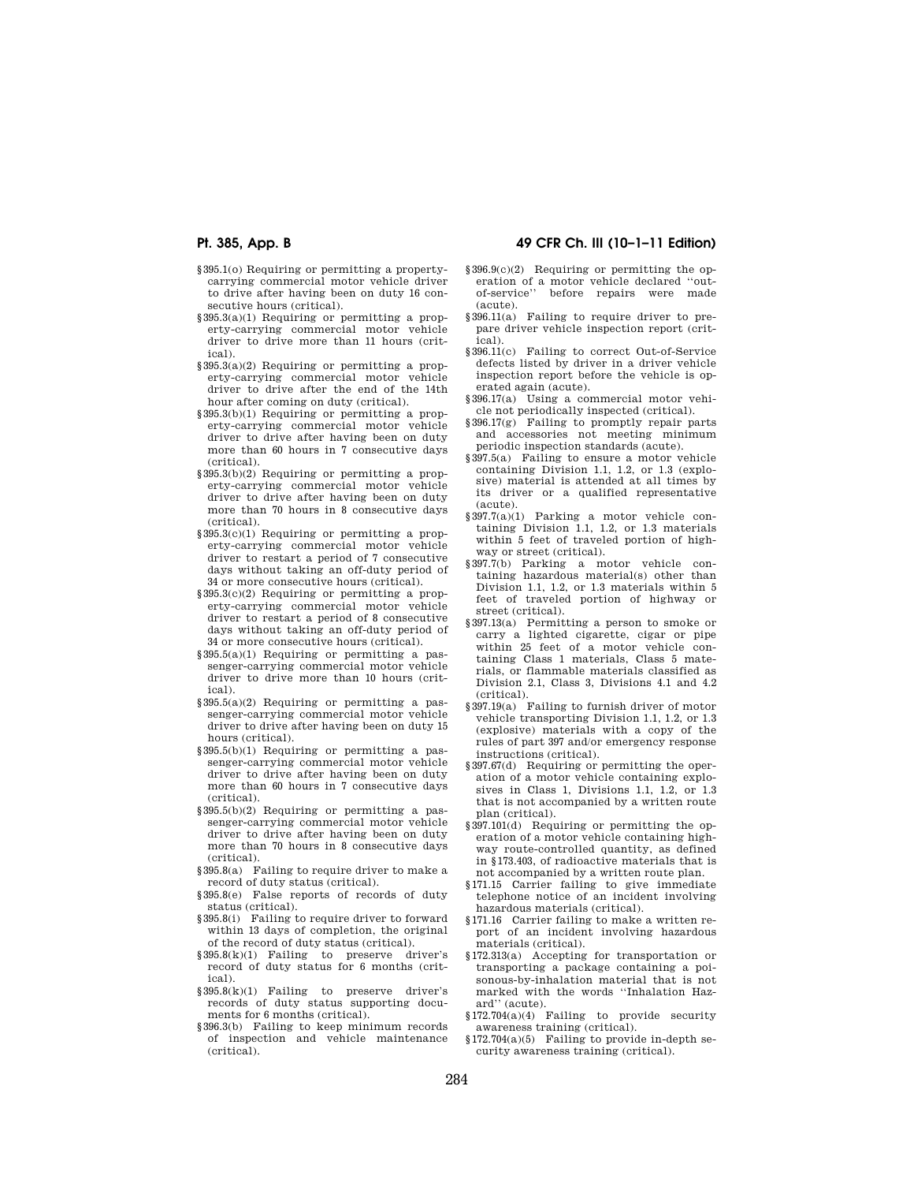§395.1(o) Requiring or permitting a property-carrying commercial motor vehicle driver to drive after having been on duty 16 consecutive hours (critical).

§395.3(a)(1) Requiring or permitting a property-carrying commercial motor vehicle driver to drive more than 11 hours (critical).

§395.3(a)(2) Requiring or permitting a property-carrying commercial motor vehicle driver to drive after the end of the 14th hour after coming on duty (critical).

§395.3(b)(1) Requiring or permitting a property-carrying commercial motor vehicle driver to drive after having been on duty more than 60 hours in 7 consecutive days (critical).

§395.3(b)(2) Requiring or permitting a property-carrying commercial motor vehicle driver to drive after having been on duty more than 70 hours in 8 consecutive days (critical).

§395.3(c)(1) Requiring or permitting a property-carrying commercial motor vehicle driver to restart a period of 7 consecutive days without taking an off-duty period of 34 or more consecutive hours (critical).

§395.3(c)(2) Requiring or permitting a property-carrying commercial motor vehicle driver to restart a period of 8 consecutive days without taking an off-duty period of 34 or more consecutive hours (critical).

§395.5(a)(1) Requiring or permitting a passenger-carrying commercial motor vehicle driver to drive more than 10 hours (critical).

§395.5(a)(2) Requiring or permitting a passenger-carrying commercial motor vehicle driver to drive after having been on duty 15 hours (critical).

§395.5(b)(1) Requiring or permitting a passenger-carrying commercial motor vehicle driver to drive after having been on duty more than 60 hours in 7 consecutive days (critical).

§395.5(b)(2) Requiring or permitting a passenger-carrying commercial motor vehicle driver to drive after having been on duty more than 70 hours in 8 consecutive days (critical).

§395.8(a) Failing to require driver to make a record of duty status (critical).

§395.8(e) False reports of records of duty status (critical).

§395.8(i) Failing to require driver to forward within 13 days of completion, the original of the record of duty status (critical).

§395.8(k)(1) Failing to preserve driver's record of duty status for 6 months (critical).

§395.8(k)(1) Failing to preserve driver's records of duty status supporting documents for 6 months (critical).

§396.3(b) Failing to keep minimum records of inspection and vehicle maintenance (critical).

§396.9(c)(2) Requiring or permitting the operation of a motor vehicle declared ''out-of-service'' before repairs were made (acute).

§396.11(a) Failing to require driver to prepare driver vehicle inspection report (critical).

§396.11(c) Failing to correct Out-of-Service defects listed by driver in a driver vehicle inspection report before the vehicle is operated again (acute).

§396.17(a) Using a commercial motor vehicle not periodically inspected (critical).

§396.17(g) Failing to promptly repair parts and accessories not meeting minimum periodic inspection standards (acute).

§397.5(a) Failing to ensure a motor vehicle containing Division 1.1, 1.2, or 1.3 (explosive) material is attended at all times by its driver or a qualified representative (acute).

§397.7(a)(1) Parking a motor vehicle containing Division 1.1, 1.2, or 1.3 materials within 5 feet of traveled portion of highway or street (critical).

§397.7(b) Parking a motor vehicle containing hazardous material(s) other than Division 1.1, 1.2, or 1.3 materials within 5 feet of traveled portion of highway or street (critical).

§397.13(a) Permitting a person to smoke or carry a lighted cigarette, cigar or pipe within 25 feet of a motor vehicle containing Class 1 materials, Class 5 materials, or flammable materials classified as Division 2.1, Class 3, Divisions 4.1 and 4.2 (critical).

§397.19(a) Failing to furnish driver of motor vehicle transporting Division 1.1, 1.2, or 1.3 (explosive) materials with a copy of the rules of part 397 and/or emergency response instructions (critical).

§397.67(d) Requiring or permitting the operation of a motor vehicle containing explosives in Class 1, Divisions 1.1, 1.2, or 1.3 that is not accompanied by a written route plan (critical).

§397.101(d) Requiring or permitting the operation of a motor vehicle containing highway route-controlled quantity, as defined in §173.403, of radioactive materials that is not accompanied by a written route plan.

§171.15 Carrier failing to give immediate telephone notice of an incident involving hazardous materials (critical).

§171.16 Carrier failing to make a written report of an incident involving hazardous materials (critical).

§172.313(a) Accepting for transportation or transporting a package containing a poisonous-by-inhalation material that is not marked with the words ''Inhalation Hazard'' (acute).

§172.704(a)(4) Failing to provide security awareness training (critical).

§172.704(a)(5) Failing to provide in-depth security awareness training (critical).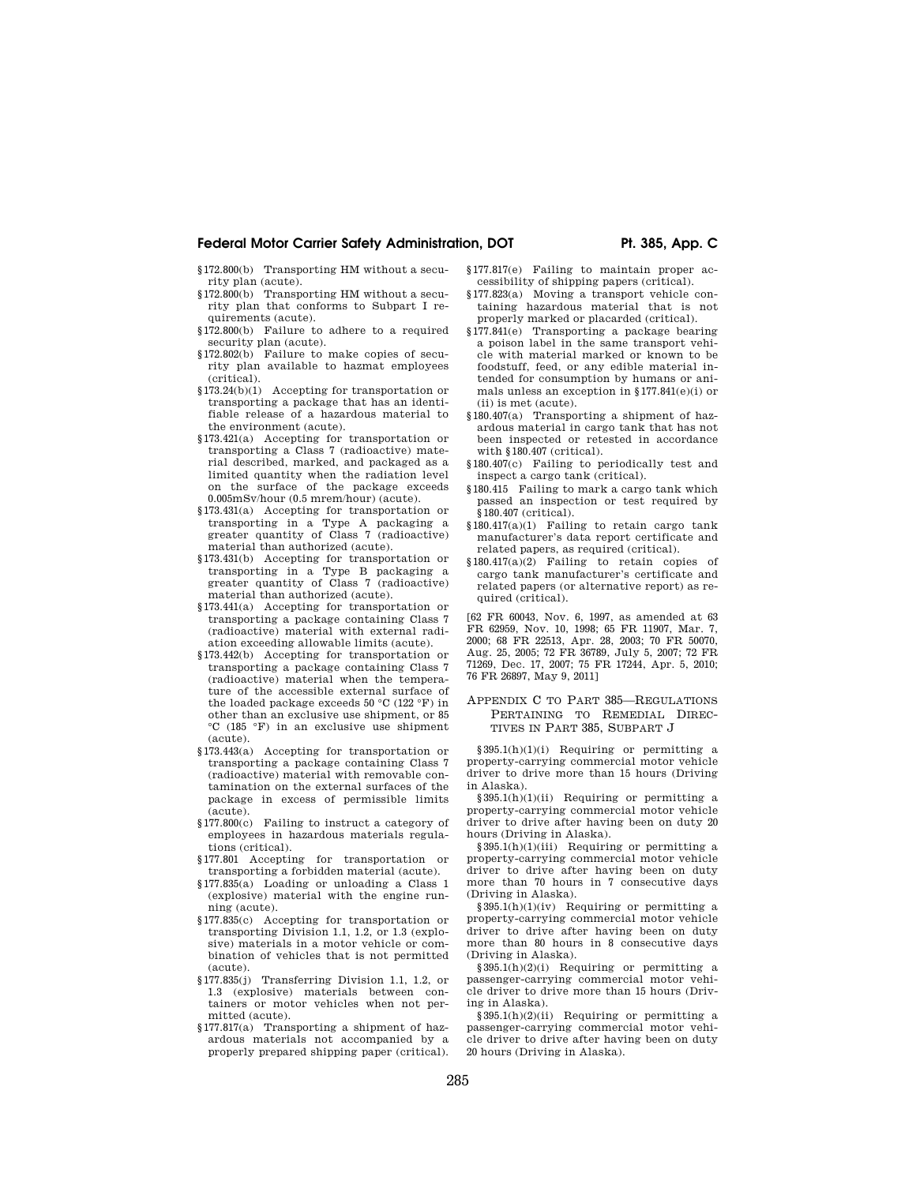§172.800(b) Transporting HM without a security plan (acute).

§172.800(b) Transporting HM without a security plan that conforms to Subpart I requirements (acute).

§172.800(b) Failure to adhere to a required security plan (acute).

§172.802(b) Failure to make copies of security plan available to hazmat employees (critical).

§173.24(b)(1) Accepting for transportation or transporting a package that has an identifiable release of a hazardous material to the environment (acute).

§173.421(a) Accepting for transportation or transporting a Class 7 (radioactive) material described, marked, and packaged as a limited quantity when the radiation level on the surface of the package exceeds 0.005mSv/hour (0.5 mrem/hour) (acute).

§173.431(a) Accepting for transportation or transporting in a Type A packaging a greater quantity of Class 7 (radioactive) material than authorized (acute).

§173.431(b) Accepting for transportation or transporting in a Type B packaging a greater quantity of Class 7 (radioactive) material than authorized (acute).

§173.441(a) Accepting for transportation or transporting a package containing Class 7 (radioactive) material with external radiation exceeding allowable limits (acute).

§173.442(b) Accepting for transportation or transporting a package containing Class 7 (radioactive) material when the temperature of the accessible external surface of the loaded package exceeds 50 °C (122 °F) in other than an exclusive use shipment, or 85 °C (185 °F) in an exclusive use shipment (acute).

§173.443(a) Accepting for transportation or transporting a package containing Class 7 (radioactive) material with removable contamination on the external surfaces of the package in excess of permissible limits (acute).

§177.800(c) Failing to instruct a category of employees in hazardous materials regulations (critical).

§177.801 Accepting for transportation or transporting a forbidden material (acute).

§177.835(a) Loading or unloading a Class 1 (explosive) material with the engine running (acute).

§177.835(c) Accepting for transportation or transporting Division 1.1, 1.2, or 1.3 (explosive) materials in a motor vehicle or combination of vehicles that is not permitted (acute).

§177.835(j) Transferring Division 1.1, 1.2, or 1.3 (explosive) materials between containers or motor vehicles when not permitted (acute).

§177.817(a) Transporting a shipment of hazardous materials not accompanied by a properly prepared shipping paper (critical).

§177.817(e) Failing to maintain proper accessibility of shipping papers (critical).

§177.823(a) Moving a transport vehicle containing hazardous material that is not properly marked or placarded (critical).

§177.841(e) Transporting a package bearing a poison label in the same transport vehicle with material marked or known to be foodstuff, feed, or any edible material intended for consumption by humans or animals unless an exception in §177.841(e)(i) or (ii) is met (acute).

§180.407(a) Transporting a shipment of hazardous material in cargo tank that has not been inspected or retested in accordance with §180.407 (critical).

§180.407(c) Failing to periodically test and inspect a cargo tank (critical).

§180.415 Failing to mark a cargo tank which passed an inspection or test required by §180.407 (critical).

§180.417(a)(1) Failing to retain cargo tank manufacturer's data report certificate and related papers, as required (critical).

§180.417(a)(2) Failing to retain copies of cargo tank manufacturer's certificate and related papers (or alternative report) as required (critical).

[62 FR 60043, Nov. 6, 1997, as amended at 63 FR 62959, Nov. 10, 1998; 65 FR 11907, Mar. 7, 2000; 68 FR 22513, Apr. 28, 2003; 70 FR 50070, Aug. 25, 2005; 72 FR 36789, July 5, 2007; 72 FR 71269, Dec. 17, 2007; 75 FR 17244, Apr. 5, 2010; 76 FR 26897, May 9, 2011]

## Appendix C to Part 385—Regulations Pertaining to Remedial Directives in Part 385, Subpart J

§395.1(h)(1)(i) Requiring or permitting a property-carrying commercial motor vehicle driver to drive more than 15 hours (Driving in Alaska).

§395.1(h)(1)(ii) Requiring or permitting a property-carrying commercial motor vehicle driver to drive after having been on duty 20 hours (Driving in Alaska).

§395.1(h)(1)(iii) Requiring or permitting a property-carrying commercial motor vehicle driver to drive after having been on duty more than 70 hours in 7 consecutive days (Driving in Alaska).

§395.1(h)(1)(iv) Requiring or permitting a property-carrying commercial motor vehicle driver to drive after having been on duty more than 80 hours in 8 consecutive days (Driving in Alaska).

§395.1(h)(2)(i) Requiring or permitting a passenger-carrying commercial motor vehicle driver to drive more than 15 hours (Driving in Alaska).

§395.1(h)(2)(ii) Requiring or permitting a passenger-carrying commercial motor vehicle driver to drive after having been on duty 20 hours (Driving in Alaska).